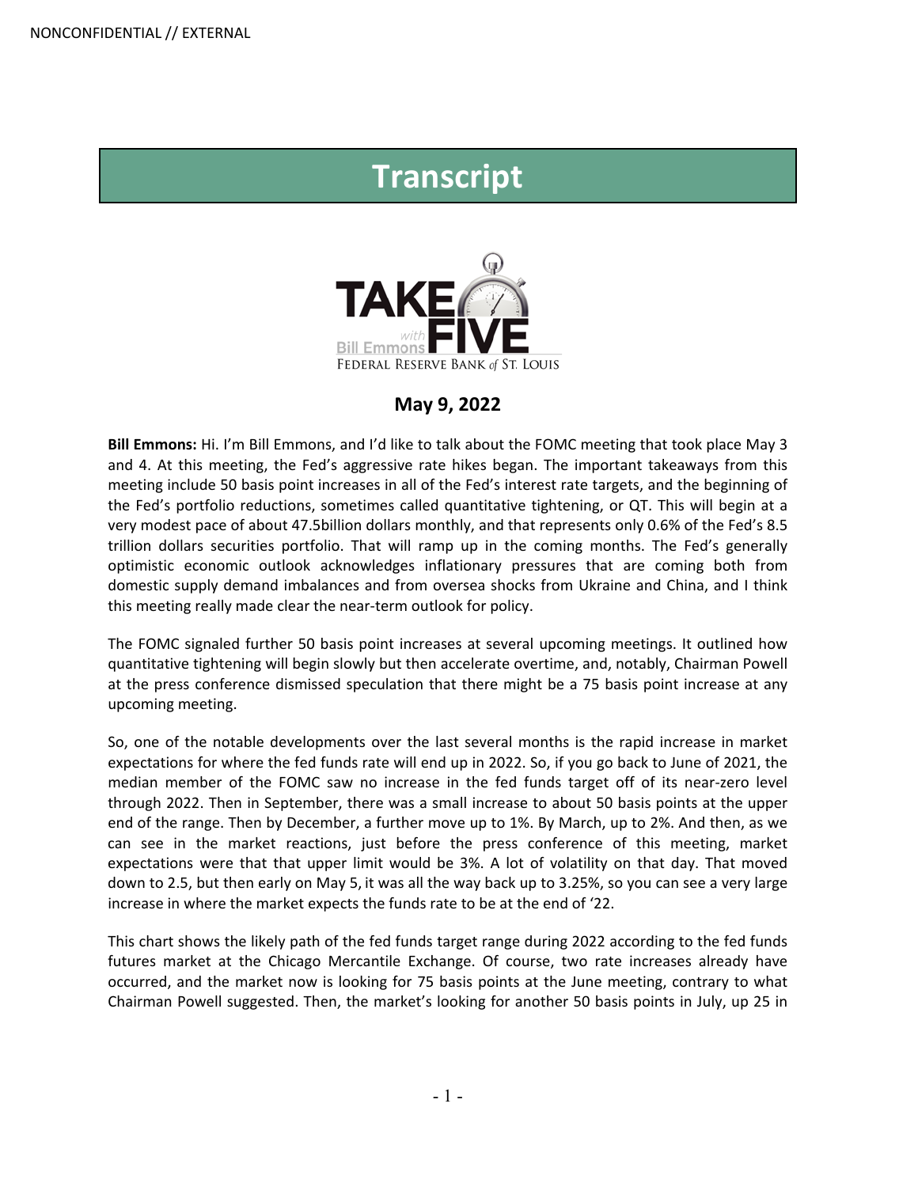# Transcript

TAKE FIVE with Bill Emmons

FEDERAL RESERVE BANK of ST. LOUIS

**May 9, 2022**

**Bill Emmons:** Hi. I'm Bill Emmons, and I'd like to talk about the FOMC meeting that took place May 3 and 4. At this meeting, the Fed's aggressive rate hikes began. The important takeaways from this meeting include 50 basis point increases in all of the Fed's interest rate targets, and the beginning of the Fed's portfolio reductions, sometimes called quantitative tightening, or QT. This will begin at a very modest pace of about 47.5billion dollars monthly, and that represents only 0.6% of the Fed's 8.5 trillion dollars securities portfolio. That will ramp up in the coming months. The Fed's generally optimistic economic outlook acknowledges inflationary pressures that are coming both from domestic supply demand imbalances and from oversea shocks from Ukraine and China, and I think this meeting really made clear the near-term outlook for policy.

The FOMC signaled further 50 basis point increases at several upcoming meetings. It outlined how quantitative tightening will begin slowly but then accelerate overtime, and, notably, Chairman Powell at the press conference dismissed speculation that there might be a 75 basis point increase at any upcoming meeting.

So, one of the notable developments over the last several months is the rapid increase in market expectations for where the fed funds rate will end up in 2022. So, if you go back to June of 2021, the median member of the FOMC saw no increase in the fed funds target off of its near-zero level through 2022. Then in September, there was a small increase to about 50 basis points at the upper end of the range. Then by December, a further move up to 1%. By March, up to 2%. And then, as we can see in the market reactions, just before the press conference of this meeting, market expectations were that that upper limit would be 3%. A lot of volatility on that day. That moved down to 2.5, but then early on May 5, it was all the way back up to 3.25%, so you can see a very large increase in where the market expects the funds rate to be at the end of '22.

This chart shows the likely path of the fed funds target range during 2022 according to the fed funds futures market at the Chicago Mercantile Exchange. Of course, two rate increases already have occurred, and the market now is looking for 75 basis points at the June meeting, contrary to what Chairman Powell suggested. Then, the market's looking for another 50 basis points in July, up 25 in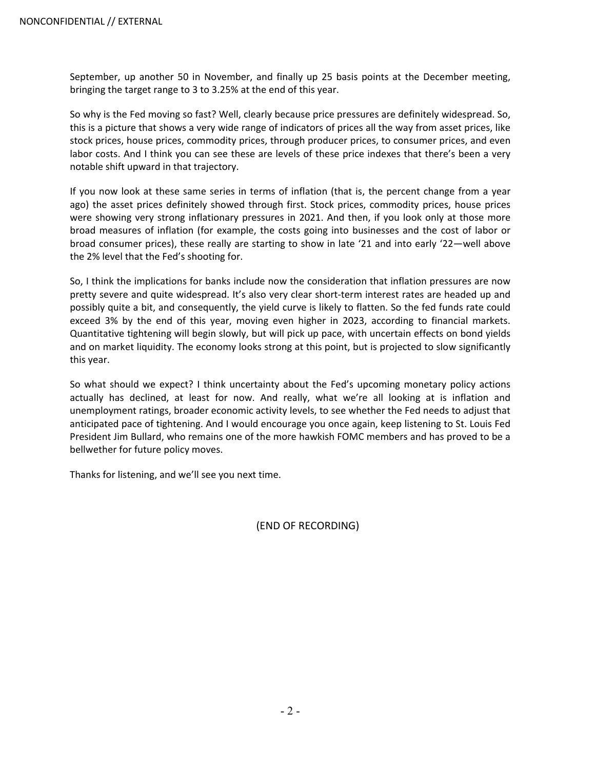September, up another 50 in November, and finally up 25 basis points at the December meeting, bringing the target range to 3 to 3.25% at the end of this year.

So why is the Fed moving so fast? Well, clearly because price pressures are definitely widespread. So, this is a picture that shows a very wide range of indicators of prices all the way from asset prices, like stock prices, house prices, commodity prices, through producer prices, to consumer prices, and even labor costs. And I think you can see these are levels of these price indexes that there's been a very notable shift upward in that trajectory.

If you now look at these same series in terms of inflation (that is, the percent change from a year ago) the asset prices definitely showed through first. Stock prices, commodity prices, house prices were showing very strong inflationary pressures in 2021. And then, if you look only at those more broad measures of inflation (for example, the costs going into businesses and the cost of labor or broad consumer prices), these really are starting to show in late '21 and into early '22—well above the 2% level that the Fed's shooting for.

So, I think the implications for banks include now the consideration that inflation pressures are now pretty severe and quite widespread. It's also very clear short-term interest rates are headed up and possibly quite a bit, and consequently, the yield curve is likely to flatten. So the fed funds rate could exceed 3% by the end of this year, moving even higher in 2023, according to financial markets. Quantitative tightening will begin slowly, but will pick up pace, with uncertain effects on bond yields and on market liquidity. The economy looks strong at this point, but is projected to slow significantly this year.

So what should we expect? I think uncertainty about the Fed's upcoming monetary policy actions actually has declined, at least for now. And really, what we're all looking at is inflation and unemployment ratings, broader economic activity levels, to see whether the Fed needs to adjust that anticipated pace of tightening. And I would encourage you once again, keep listening to St. Louis Fed President Jim Bullard, who remains one of the more hawkish FOMC members and has proved to be a bellwether for future policy moves.

Thanks for listening, and we'll see you next time.

(END OF RECORDING)